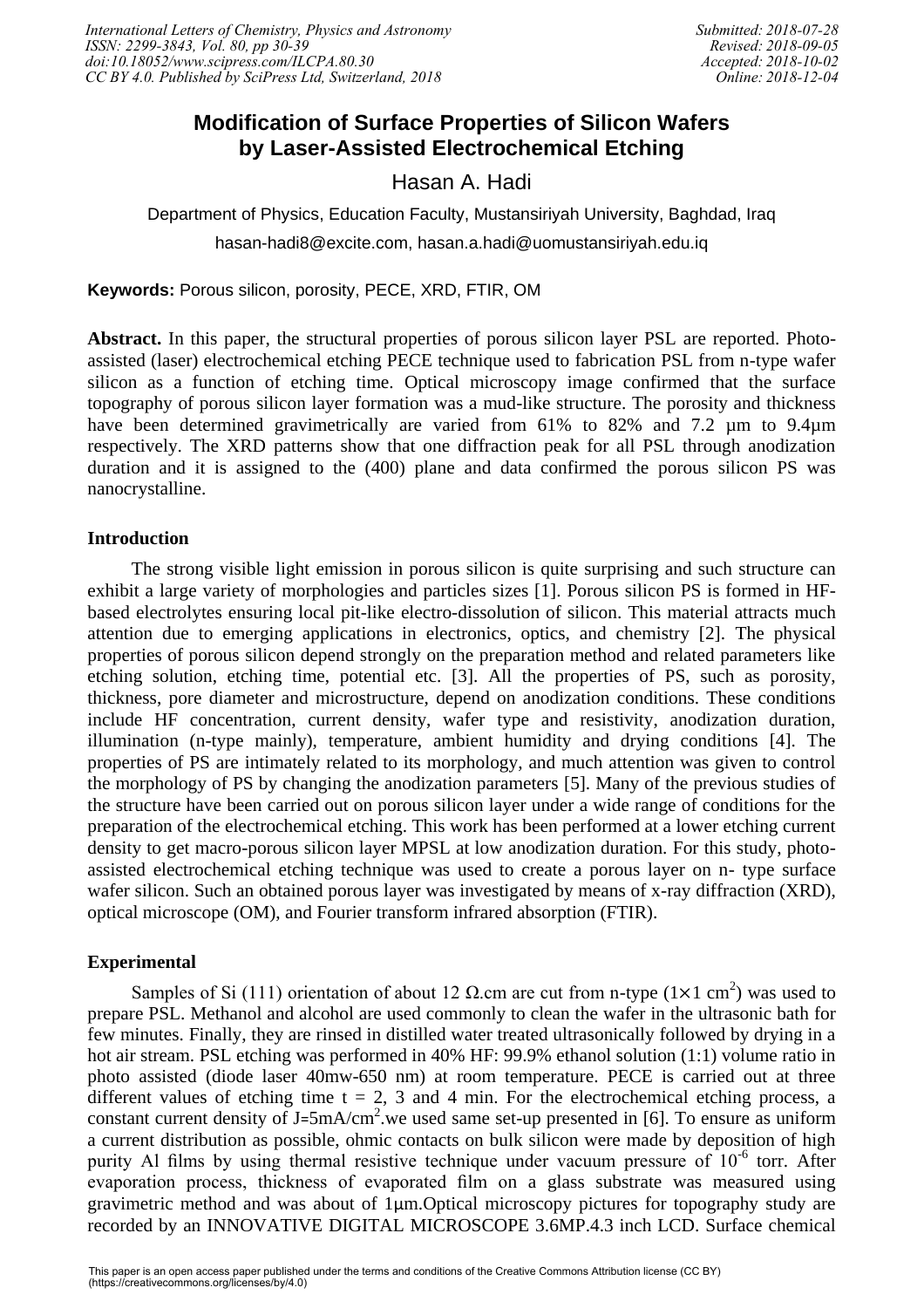# Modification of Surface Properties of Silicon Wafers by Laser-Assisted Electrochemical Etching

Hasan A. Hadi

Department of Physics, Education Faculty, Mustansiriyah University, Baghdad, Iraq

hasan-hadi8@excite.com, hasan.a.hadi@uomustansiriyah.edu.iq

**Keywords:** Porous silicon, porosity, PECE, XRD, FTIR, OM

**Abstract.** In this paper, the structural properties of porous silicon layer PSL are reported. Photo-assisted (laser) electrochemical etching PECE technique used to fabrication PSL from n-type wafer silicon as a function of etching time. Optical microscopy image confirmed that the surface topography of porous silicon layer formation was a mud-like structure. The porosity and thickness have been determined gravimetrically are varied from 61% to 82% and 7.2 μm to 9.4μm respectively. The XRD patterns show that one diffraction peak for all PSL through anodization duration and it is assigned to the (400) plane and data confirmed the porous silicon PS was nanocrystalline.

## Introduction

The strong visible light emission in porous silicon is quite surprising and such structure can exhibit a large variety of morphologies and particles sizes [1]. Porous silicon PS is formed in HF-based electrolytes ensuring local pit-like electro-dissolution of silicon. This material attracts much attention due to emerging applications in electronics, optics, and chemistry [2]. The physical properties of porous silicon depend strongly on the preparation method and related parameters like etching solution, etching time, potential etc. [3]. All the properties of PS, such as porosity, thickness, pore diameter and microstructure, depend on anodization conditions. These conditions include HF concentration, current density, wafer type and resistivity, anodization duration, illumination (n-type mainly), temperature, ambient humidity and drying conditions [4]. The properties of PS are intimately related to its morphology, and much attention was given to control the morphology of PS by changing the anodization parameters [5]. Many of the previous studies of the structure have been carried out on porous silicon layer under a wide range of conditions for the preparation of the electrochemical etching. This work has been performed at a lower etching current density to get macro-porous silicon layer MPSL at low anodization duration. For this study, photo-assisted electrochemical etching technique was used to create a porous layer on n- type surface wafer silicon. Such an obtained porous layer was investigated by means of x-ray diffraction (XRD), optical microscope (OM), and Fourier transform infrared absorption (FTIR).

## Experimental

Samples of Si (111) orientation of about 12 Ω.cm are cut from n-type ($1\times1$ cm$^2$) was used to prepare PSL. Methanol and alcohol are used commonly to clean the wafer in the ultrasonic bath for few minutes. Finally, they are rinsed in distilled water treated ultrasonically followed by drying in a hot air stream. PSL etching was performed in 40% HF: 99.9% ethanol solution (1:1) volume ratio in photo assisted (diode laser 40mw-650 nm) at room temperature. PECE is carried out at three different values of etching time t = 2, 3 and 4 min. For the electrochemical etching process, a constant current density of J=5mA/cm$^2$.we used same set-up presented in [6]. To ensure as uniform a current distribution as possible, ohmic contacts on bulk silicon were made by deposition of high purity Al films by using thermal resistive technique under vacuum pressure of $10^{-6}$ torr. After evaporation process, thickness of evaporated film on a glass substrate was measured using gravimetric method and was about of 1μm.Optical microscopy pictures for topography study are recorded by an INNOVATIVE DIGITAL MICROSCOPE 3.6MP.4.3 inch LCD. Surface chemical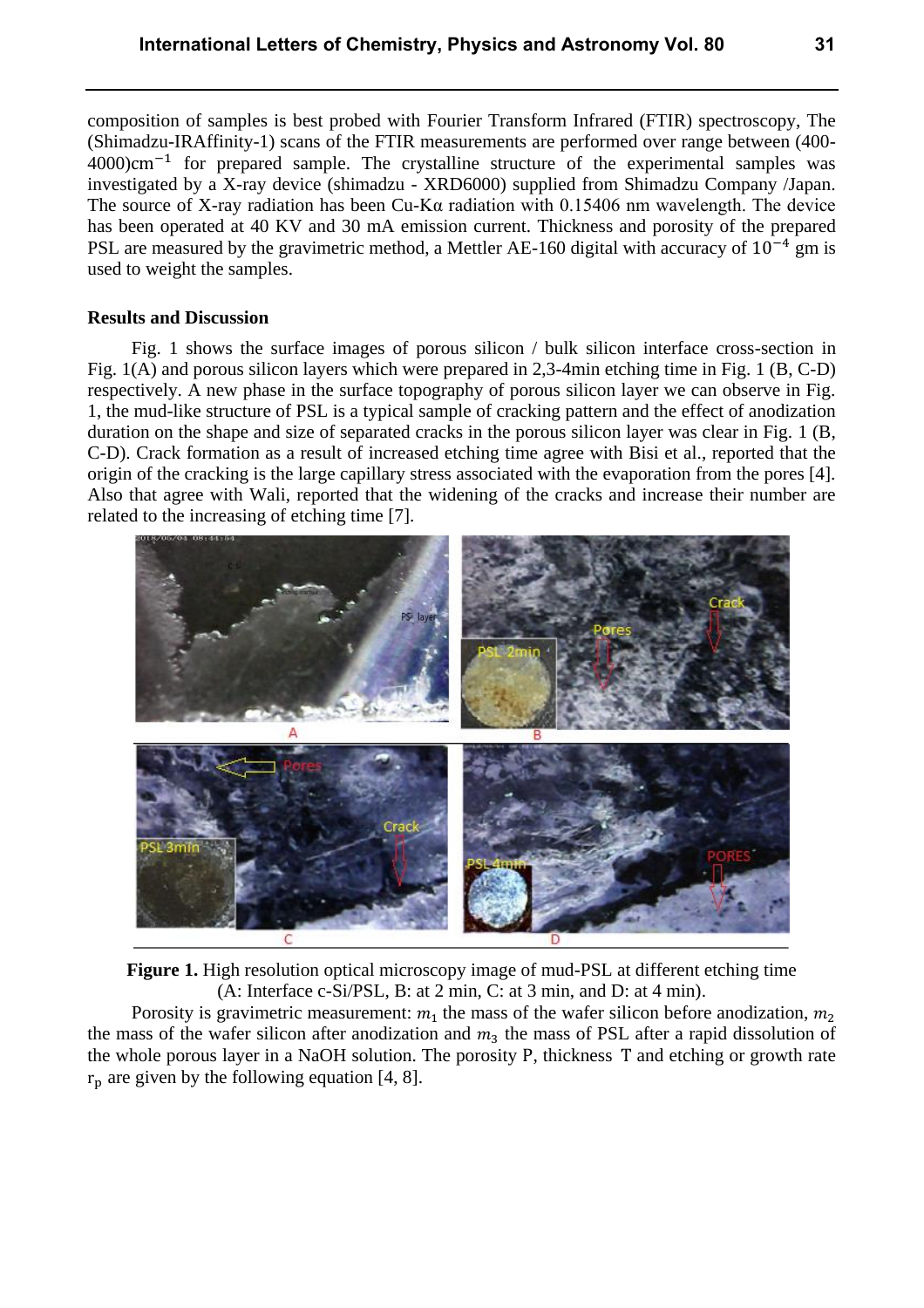composition of samples is best probed with Fourier Transform Infrared (FTIR) spectroscopy, The (Shimadzu-IRAffinity-1) scans of the FTIR measurements are performed over range between (400-4000)$\text{cm}^{-1}$ for prepared sample. The crystalline structure of the experimental samples was investigated by a X-ray device (shimadzu - XRD6000) supplied from Shimadzu Company /Japan. The source of X-ray radiation has been Cu-Kα radiation with 0.15406 nm wavelength. The device has been operated at 40 KV and 30 mA emission current. Thickness and porosity of the prepared PSL are measured by the gravimetric method, a Mettler AE-160 digital with accuracy of $10^{-4}$ gm is used to weight the samples.

**Results and Discussion**

Fig. 1 shows the surface images of porous silicon / bulk silicon interface cross-section in Fig. 1(A) and porous silicon layers which were prepared in 2,3-4min etching time in Fig. 1 (B, C-D) respectively. A new phase in the surface topography of porous silicon layer we can observe in Fig. 1, the mud-like structure of PSL is a typical sample of cracking pattern and the effect of anodization duration on the shape and size of separated cracks in the porous silicon layer was clear in Fig. 1 (B, C-D). Crack formation as a result of increased etching time agree with Bisi et al., reported that the origin of the cracking is the large capillary stress associated with the evaporation from the pores [4]. Also that agree with Wali, reported that the widening of the cracks and increase their number are related to the increasing of etching time [7].

**Figure 1.** High resolution optical microscopy image of mud-PSL at different etching time (A: Interface c-Si/PSL, B: at 2 min, C: at 3 min, and D: at 4 min).

Porosity is gravimetric measurement: $m_1$ the mass of the wafer silicon before anodization, $m_2$ the mass of the wafer silicon after anodization and $m_3$ the mass of PSL after a rapid dissolution of the whole porous layer in a NaOH solution. The porosity P, thickness T and etching or growth rate $r_p$ are given by the following equation [4, 8].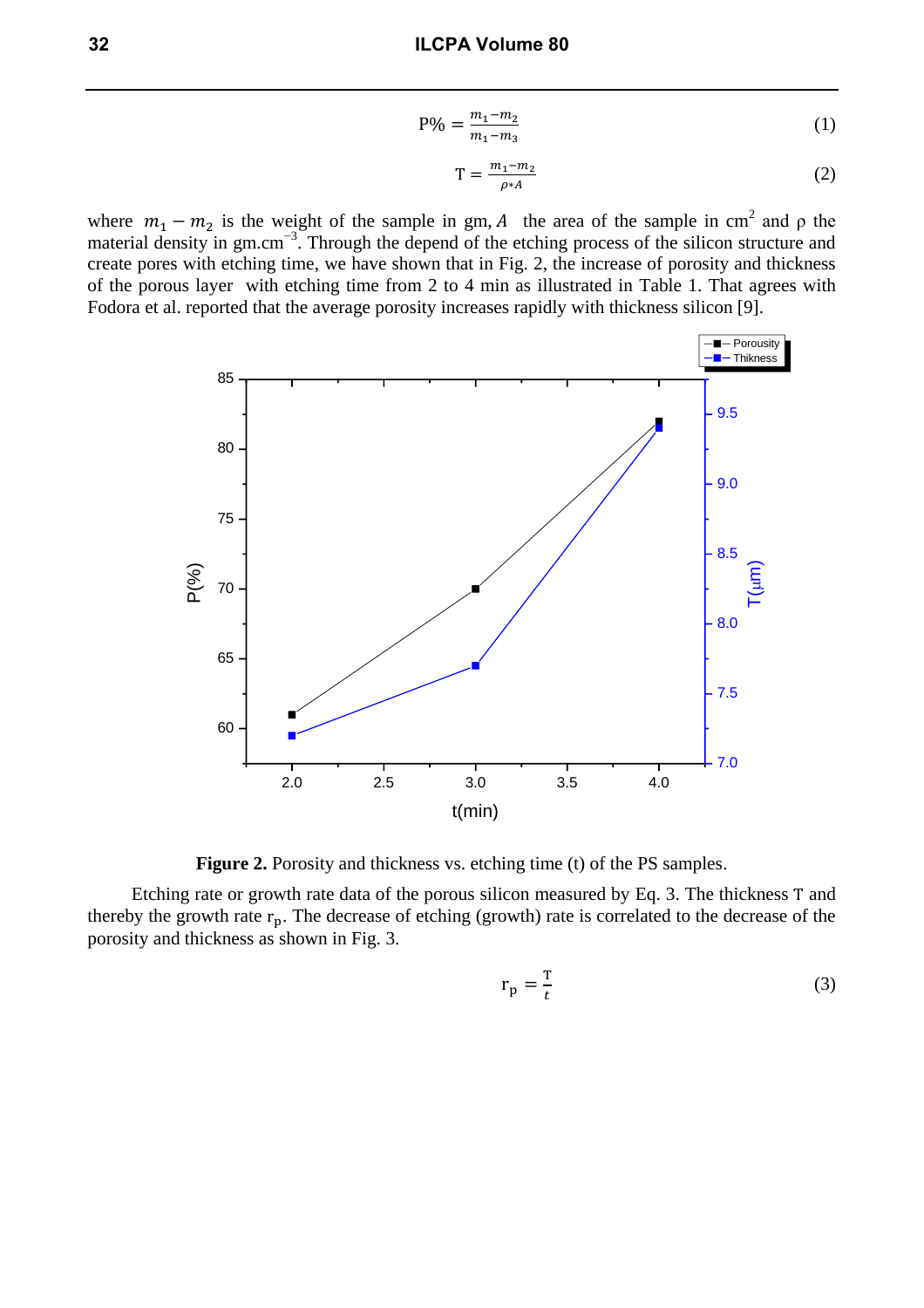$$P\% = \frac{m_1 - m_2}{m_1 - m_3} \tag{1}$$

$$T = \frac{m_1 - m_2}{\rho * A} \tag{2}$$

where $m_1 - m_2$ is the weight of the sample in gm, $A$ the area of the sample in $cm^2$ and ρ the material density in $gm.cm^{-3}$. Through the depend of the etching process of the silicon structure and create pores with etching time, we have shown that in Fig. 2, the increase of porosity and thickness of the porous layer with etching time from 2 to 4 min as illustrated in Table 1. That agrees with Fodora et al. reported that the average porosity increases rapidly with thickness silicon [9].

**Figure 2.** Porosity and thickness vs. etching time (t) of the PS samples.

Etching rate or growth rate data of the porous silicon measured by Eq. 3. The thickness T and thereby the growth rate $r_p$. The decrease of etching (growth) rate is correlated to the decrease of the porosity and thickness as shown in Fig. 3.

$$r_p = \frac{T}{t} \tag{3}$$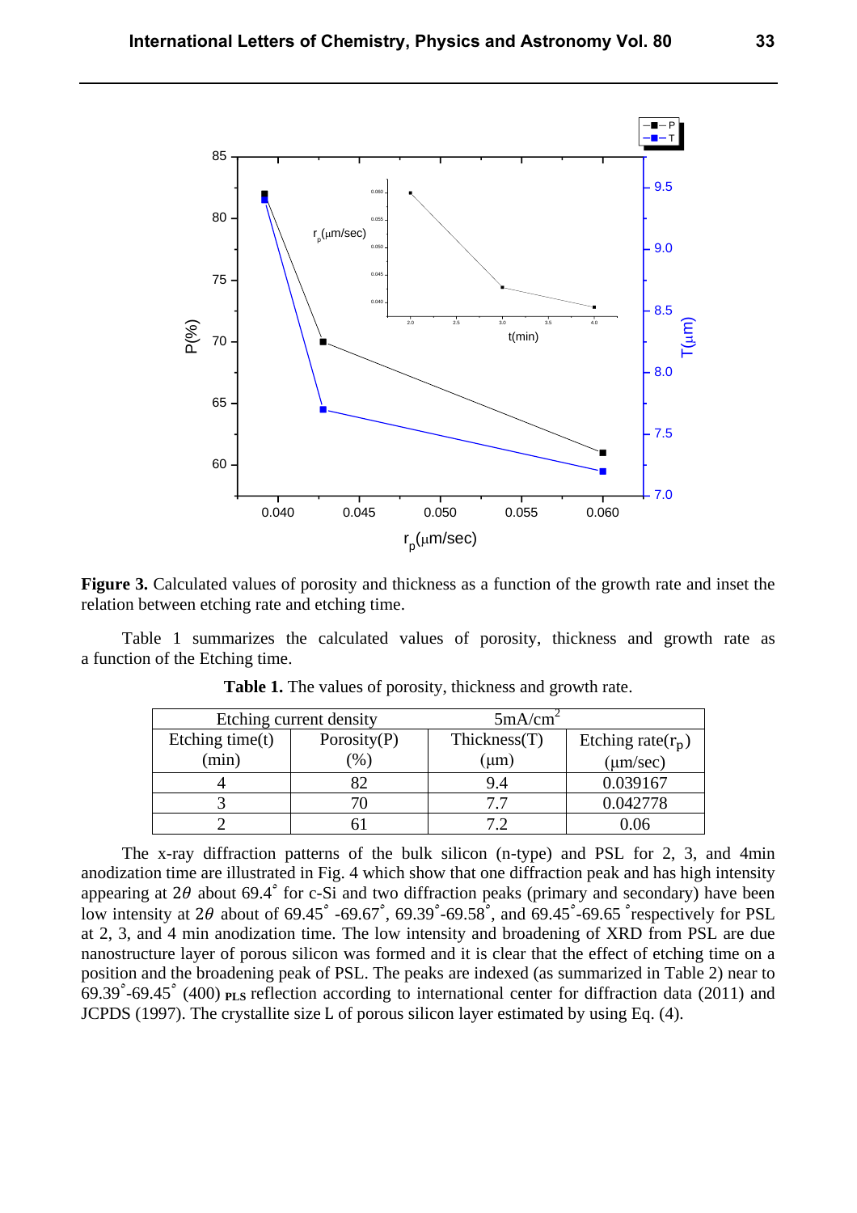**Figure 3.** Calculated values of porosity and thickness as a function of the growth rate and inset the relation between etching rate and etching time.

Table 1 summarizes the calculated values of porosity, thickness and growth rate as a function of the Etching time.

**Table 1.** The values of porosity, thickness and growth rate.

| Etching current density | | $5 mA/cm^2$ | |
|---|---|---|---|
| Etching time(t) (min) | Porosity(P) (%) | Thickness(T) (μm) | Etching rate($r_p$) (μm/sec) |
| 4 | 82 | 9.4 | 0.039167 |
| 3 | 70 | 7.7 | 0.042778 |
| 2 | 61 | 7.2 | 0.06 |

The x-ray diffraction patterns of the bulk silicon (n-type) and PSL for 2, 3, and 4min anodization time are illustrated in Fig. 4 which show that one diffraction peak and has high intensity appearing at $2\theta$ about 69.4° for c-Si and two diffraction peaks (primary and secondary) have been low intensity at $2\theta$ about of 69.45° -69.67°, 69.39°-69.58°, and 69.45°-69.65 °respectively for PSL at 2, 3, and 4 min anodization time. The low intensity and broadening of XRD from PSL are due nanostructure layer of porous silicon was formed and it is clear that the effect of etching time on a position and the broadening peak of PSL. The peaks are indexed (as summarized in Table 2) near to 69.39°-69.45° (400) $_{PLS}$ reflection according to international center for diffraction data (2011) and JCPDS (1997). The crystallite size L of porous silicon layer estimated by using Eq. (4).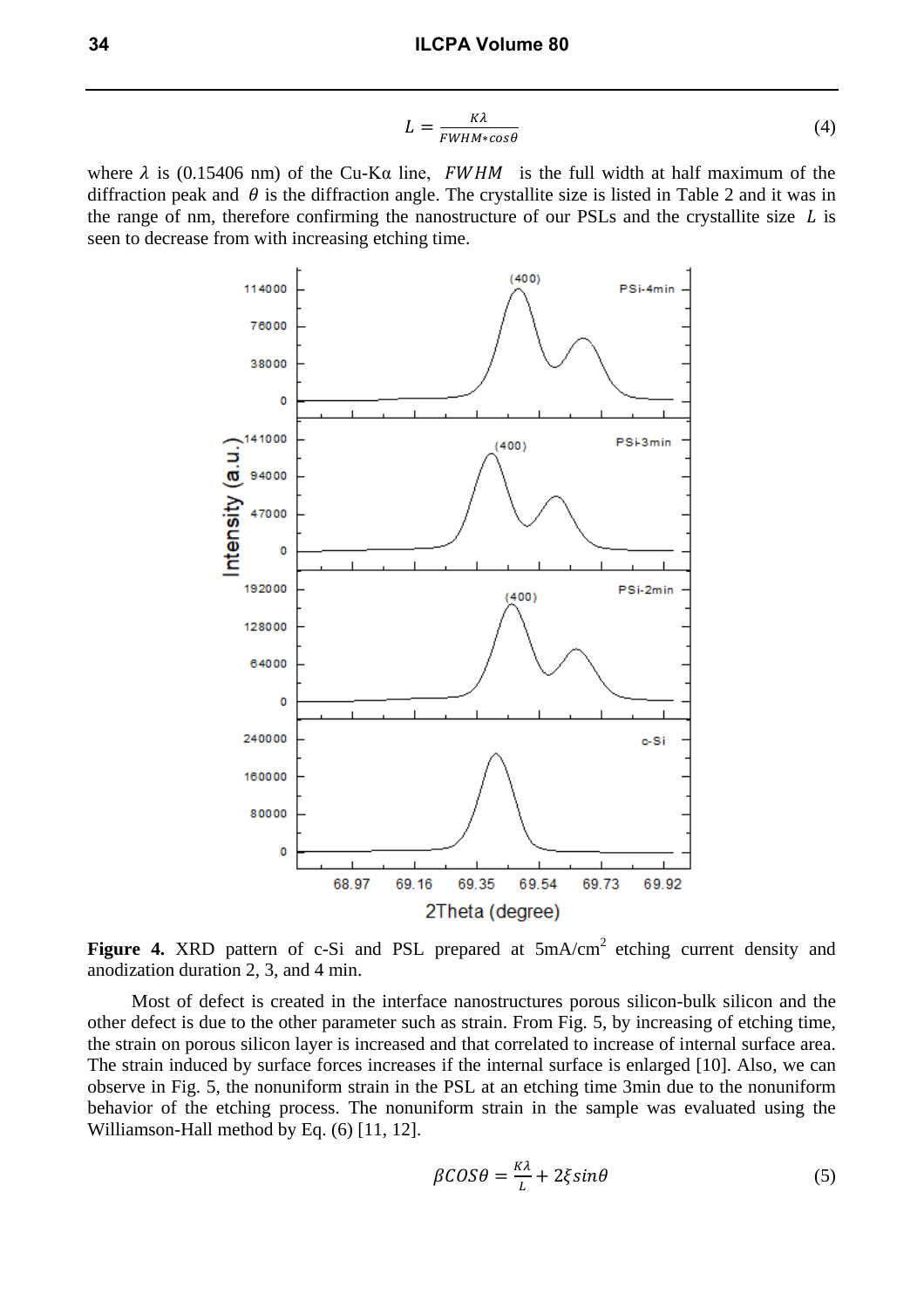$$L = \frac{K\lambda}{FWHM * cos\theta} \tag{4}$$

where $\lambda$ is (0.15406 nm) of the Cu-Kα line, $FWHM$ is the full width at half maximum of the diffraction peak and $\theta$ is the diffraction angle. The crystallite size is listed in Table 2 and it was in the range of nm, therefore confirming the nanostructure of our PSLs and the crystallite size $L$ is seen to decrease from with increasing etching time.

**Figure 4.** XRD pattern of c-Si and PSL prepared at 5mA/cm$^2$ etching current density and anodization duration 2, 3, and 4 min.

Most of defect is created in the interface nanostructures porous silicon-bulk silicon and the other defect is due to the other parameter such as strain. From Fig. 5, by increasing of etching time, the strain on porous silicon layer is increased and that correlated to increase of internal surface area. The strain induced by surface forces increases if the internal surface is enlarged [10]. Also, we can observe in Fig. 5, the nonuniform strain in the PSL at an etching time 3min due to the nonuniform behavior of the etching process. The nonuniform strain in the sample was evaluated using the Williamson-Hall method by Eq. (6) [11, 12].

$$\beta COS\theta = \frac{K\lambda}{L} + 2\xi sin\theta \tag{5}$$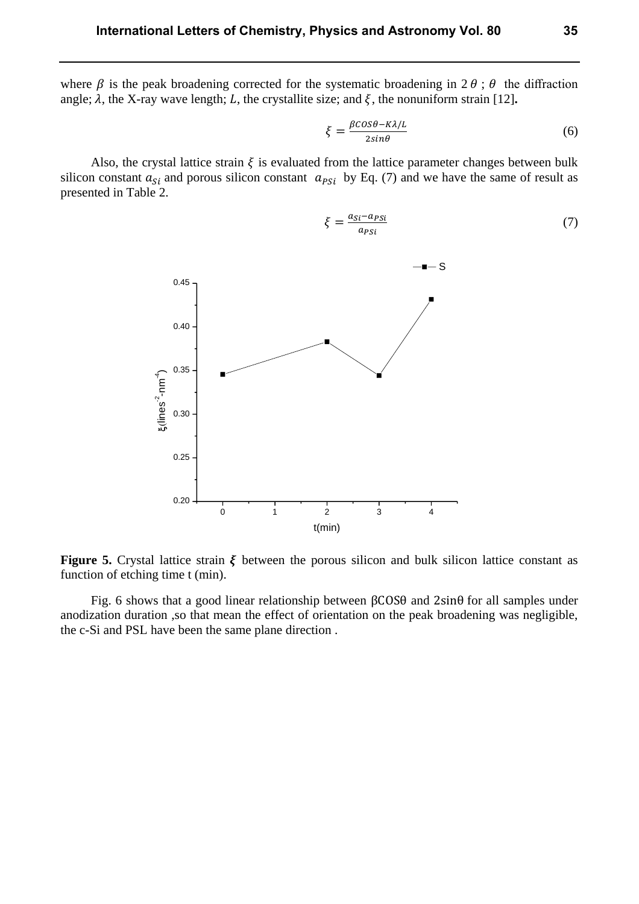where $\beta$ is the peak broadening corrected for the systematic broadening in $2\theta$ ; $\theta$ the diffraction angle; $\lambda$, the X-ray wave length; $L$, the crystallite size; and $\xi$, the nonuniform strain [12].

$$\xi = \frac{\beta COS\theta - K\lambda/L}{2 sin\theta} \tag{6}$$

Also, the crystal lattice strain $\xi$ is evaluated from the lattice parameter changes between bulk silicon constant $a_{Si}$ and porous silicon constant $a_{PSi}$ by Eq. (7) and we have the same of result as presented in Table 2.

$$\xi = \frac{a_{Si} - a_{PSi}}{a_{PSi}} \tag{7}$$

**Figure 5.** Crystal lattice strain $\boldsymbol{\xi}$ between the porous silicon and bulk silicon lattice constant as function of etching time t (min).

Fig. 6 shows that a good linear relationship between βCOSθ and 2sinθ for all samples under anodization duration ,so that mean the effect of orientation on the peak broadening was negligible, the c-Si and PSL have been the same plane direction .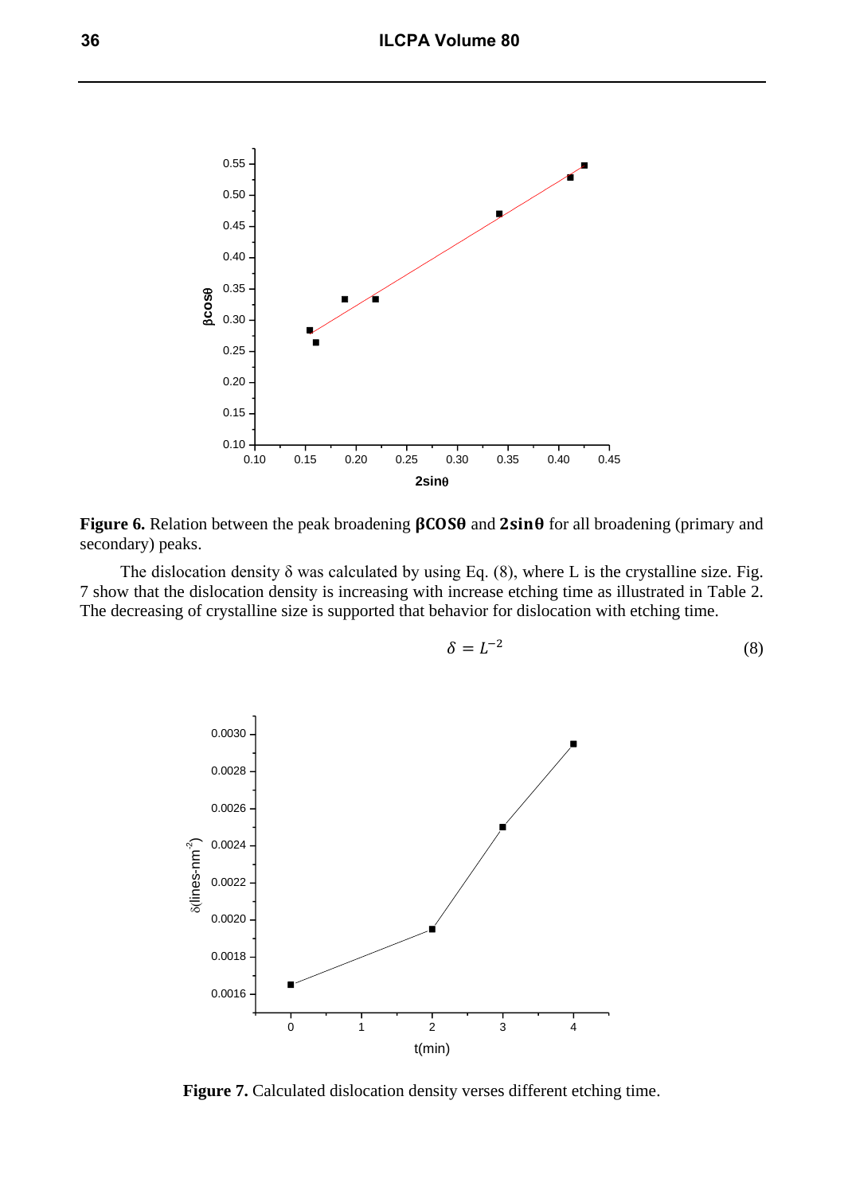**Figure 6.** Relation between the peak broadening $\beta\cos\theta$ and $2\sin\theta$ for all broadening (primary and secondary) peaks.

The dislocation density δ was calculated by using Eq. (8), where L is the crystalline size. Fig. 7 show that the dislocation density is increasing with increase etching time as illustrated in Table 2. The decreasing of crystalline size is supported that behavior for dislocation with etching time.

$$\delta = L^{-2} \tag{8}$$

**Figure 7.** Calculated dislocation density verses different etching time.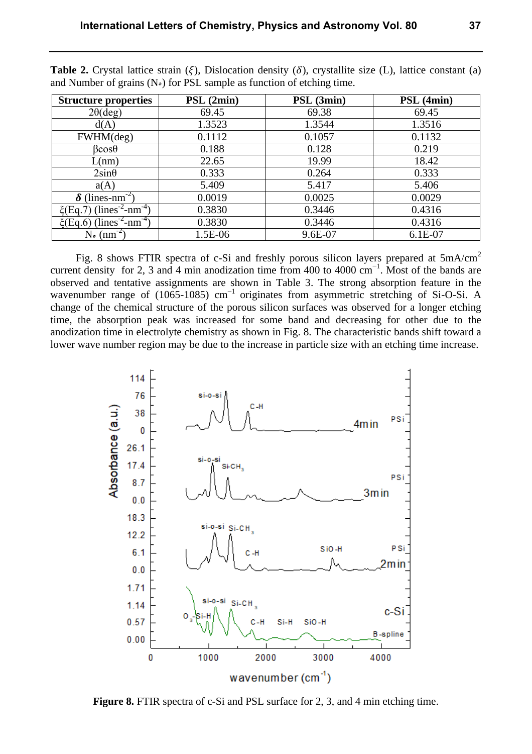**Table 2.** Crystal lattice strain ($\xi$), Dislocation density ($\delta$), crystallite size (L), lattice constant (a) and Number of grains ($N_\circ$) for PSL sample as function of etching time.

| Structure properties | PSL (2min) | PSL (3min) | PSL (4min) |
|---|---|---|---|
| 2θ(deg) | 69.45 | 69.38 | 69.45 |
| d(A) | 1.3523 | 1.3544 | 1.3516 |
| FWHM(deg) | 0.1112 | 0.1057 | 0.1132 |
| βcosθ | 0.188 | 0.128 | 0.219 |
| L(nm) | 22.65 | 19.99 | 18.42 |
| 2sinθ | 0.333 | 0.264 | 0.333 |
| a(A) | 5.409 | 5.417 | 5.406 |
| $\delta$ (lines-nm$^{-2}$) | 0.0019 | 0.0025 | 0.0029 |
| $\xi$(Eq.7) (lines$^{-2}$-nm$^{-4}$) | 0.3830 | 0.3446 | 0.4316 |
| $\xi$(Eq.6) (lines$^{-2}$-nm$^{-4}$) | 0.3830 | 0.3446 | 0.4316 |
| $N_\circ$ (nm$^{-2}$) | 1.5E-06 | 9.6E-07 | 6.1E-07 |

Fig. 8 shows FTIR spectra of c-Si and freshly porous silicon layers prepared at 5mA/cm$^2$ current density for 2, 3 and 4 min anodization time from 400 to 4000 cm$^{-1}$. Most of the bands are observed and tentative assignments are shown in Table 3. The strong absorption feature in the wavenumber range of (1065-1085) cm$^{-1}$ originates from asymmetric stretching of Si-O-Si. A change of the chemical structure of the porous silicon surfaces was observed for a longer etching time, the absorption peak was increased for some band and decreasing for other due to the anodization time in electrolyte chemistry as shown in Fig. 8. The characteristic bands shift toward a lower wave number region may be due to the increase in particle size with an etching time increase.

**Figure 8.** FTIR spectra of c-Si and PSL surface for 2, 3, and 4 min etching time.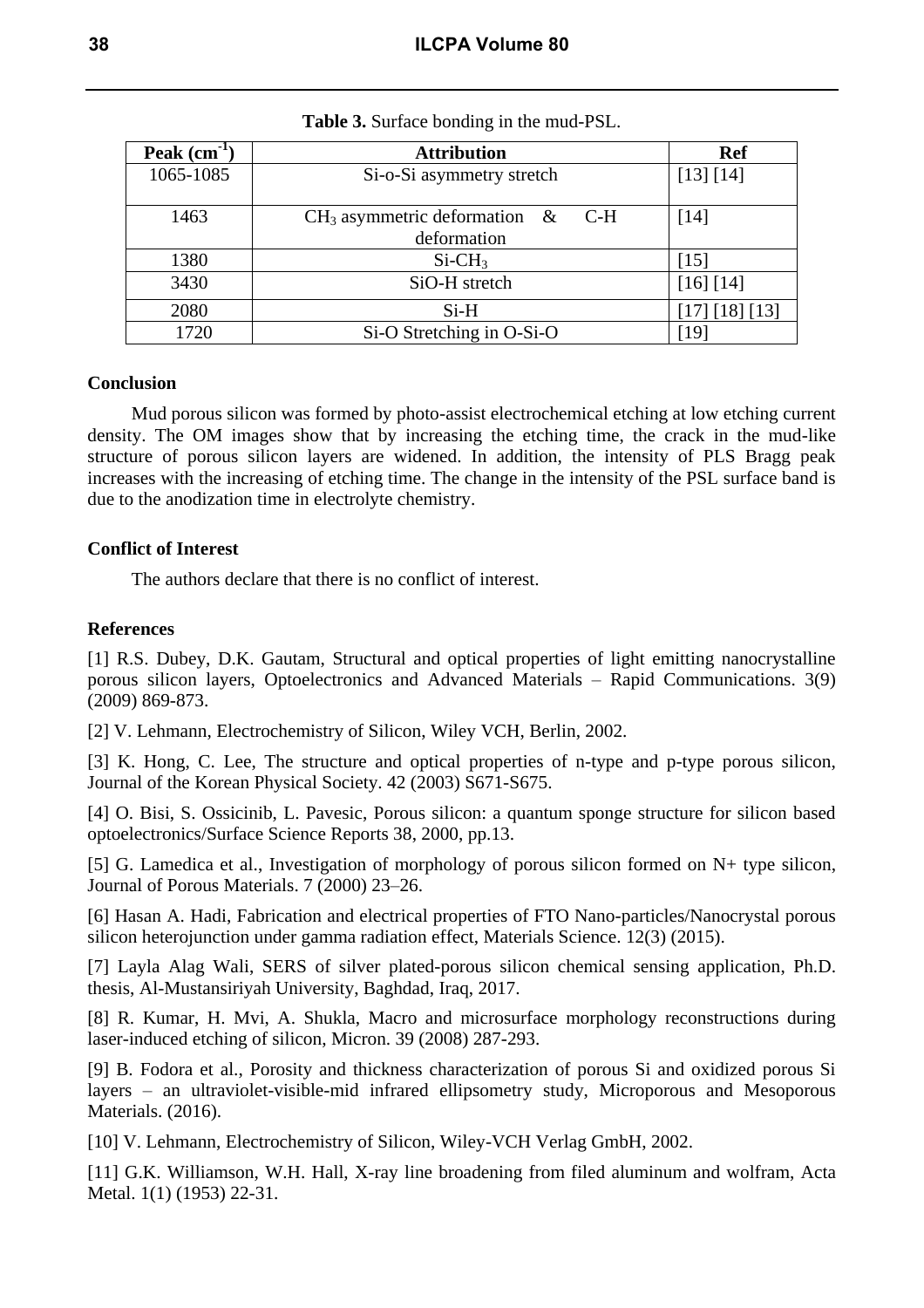**Table 3.** Surface bonding in the mud-PSL.

| Peak ($cm^{-1}$) | Attribution | Ref |
|---|---|---|
| 1065-1085 | Si-o-Si asymmetry stretch | [13] [14] |
| 1463 | $CH_3$ asymmetric deformation & C-H deformation | [14] |
| 1380 | Si-$CH_3$ | [15] |
| 3430 | SiO-H stretch | [16] [14] |
| 2080 | Si-H | [17] [18] [13] |
| 1720 | Si-O Stretching in O-Si-O | [19] |

## Conclusion

Mud porous silicon was formed by photo-assist electrochemical etching at low etching current density. The OM images show that by increasing the etching time, the crack in the mud-like structure of porous silicon layers are widened. In addition, the intensity of PLS Bragg peak increases with the increasing of etching time. The change in the intensity of the PSL surface band is due to the anodization time in electrolyte chemistry.

## Conflict of Interest

The authors declare that there is no conflict of interest.

## References

[1] R.S. Dubey, D.K. Gautam, Structural and optical properties of light emitting nanocrystalline porous silicon layers, Optoelectronics and Advanced Materials – Rapid Communications. 3(9) (2009) 869-873.

[2] V. Lehmann, Electrochemistry of Silicon, Wiley VCH, Berlin, 2002.

[3] K. Hong, C. Lee, The structure and optical properties of n-type and p-type porous silicon, Journal of the Korean Physical Society. 42 (2003) S671-S675.

[4] O. Bisi, S. Ossicinib, L. Pavesic, Porous silicon: a quantum sponge structure for silicon based optoelectronics/Surface Science Reports 38, 2000, pp.13.

[5] G. Lamedica et al., Investigation of morphology of porous silicon formed on N+ type silicon, Journal of Porous Materials. 7 (2000) 23–26.

[6] Hasan A. Hadi, Fabrication and electrical properties of FTO Nano-particles/Nanocrystal porous silicon heterojunction under gamma radiation effect, Materials Science. 12(3) (2015).

[7] Layla Alag Wali, SERS of silver plated-porous silicon chemical sensing application, Ph.D. thesis, Al-Mustansiriyah University, Baghdad, Iraq, 2017.

[8] R. Kumar, H. Mvi, A. Shukla, Macro and microsurface morphology reconstructions during laser-induced etching of silicon, Micron. 39 (2008) 287-293.

[9] B. Fodora et al., Porosity and thickness characterization of porous Si and oxidized porous Si layers – an ultraviolet-visible-mid infrared ellipsometry study, Microporous and Mesoporous Materials. (2016).

[10] V. Lehmann, Electrochemistry of Silicon, Wiley-VCH Verlag GmbH, 2002.

[11] G.K. Williamson, W.H. Hall, X-ray line broadening from filed aluminum and wolfram, Acta Metal. 1(1) (1953) 22-31.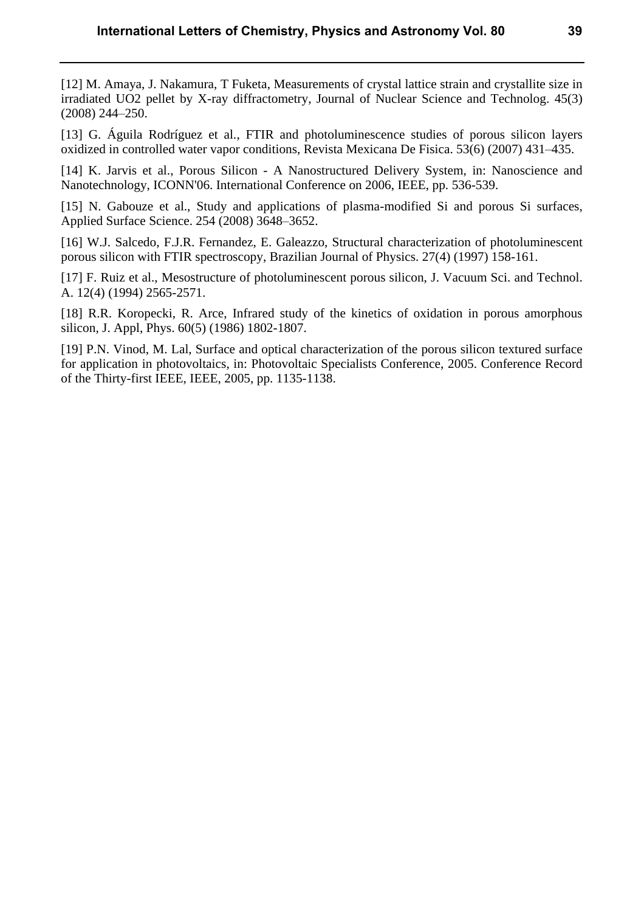[12] M. Amaya, J. Nakamura, T Fuketa, Measurements of crystal lattice strain and crystallite size in irradiated UO2 pellet by X-ray diffractometry, Journal of Nuclear Science and Technolog. 45(3) (2008) 244–250.

[13] G. Águila Rodríguez et al., FTIR and photoluminescence studies of porous silicon layers oxidized in controlled water vapor conditions, Revista Mexicana De Fisica. 53(6) (2007) 431–435.

[14] K. Jarvis et al., Porous Silicon - A Nanostructured Delivery System, in: Nanoscience and Nanotechnology, ICONN'06. International Conference on 2006, IEEE, pp. 536-539.

[15] N. Gabouze et al., Study and applications of plasma-modified Si and porous Si surfaces, Applied Surface Science. 254 (2008) 3648–3652.

[16] W.J. Salcedo, F.J.R. Fernandez, E. Galeazzo, Structural characterization of photoluminescent porous silicon with FTIR spectroscopy, Brazilian Journal of Physics. 27(4) (1997) 158-161.

[17] F. Ruiz et al., Mesostructure of photoluminescent porous silicon, J. Vacuum Sci. and Technol. A. 12(4) (1994) 2565-2571.

[18] R.R. Koropecki, R. Arce, Infrared study of the kinetics of oxidation in porous amorphous silicon, J. Appl, Phys. 60(5) (1986) 1802-1807.

[19] P.N. Vinod, M. Lal, Surface and optical characterization of the porous silicon textured surface for application in photovoltaics, in: Photovoltaic Specialists Conference, 2005. Conference Record of the Thirty-first IEEE, IEEE, 2005, pp. 1135-1138.